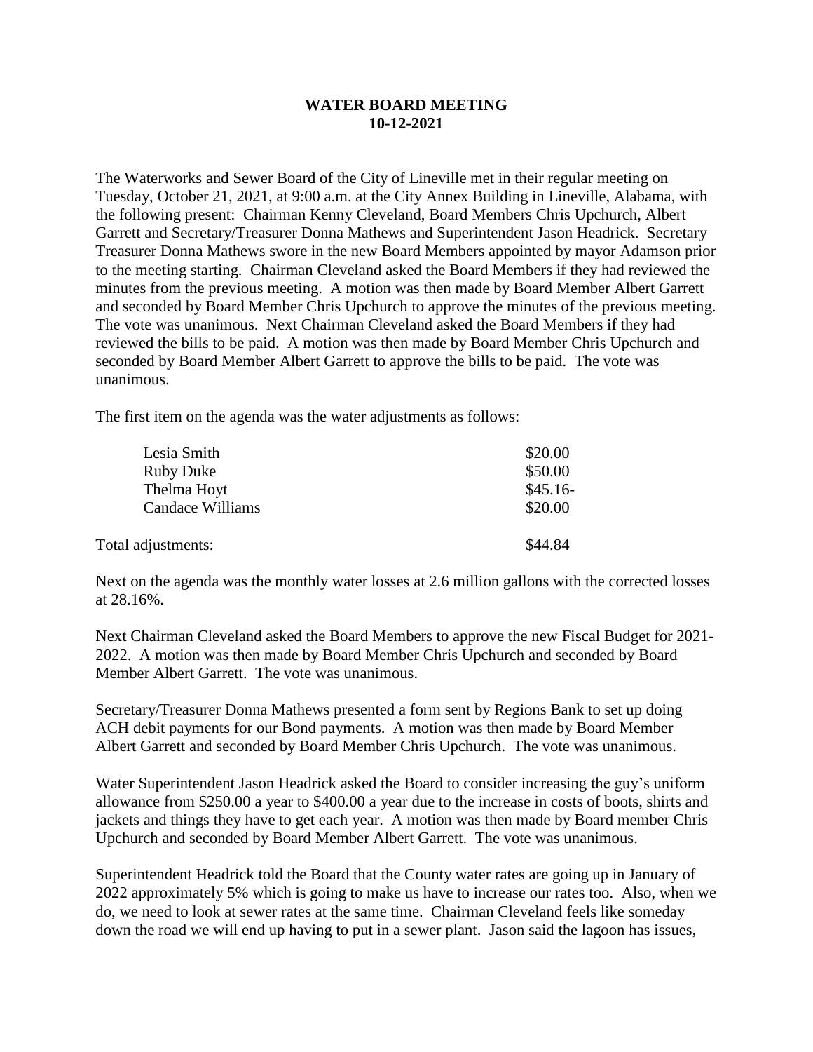**WATER BOARD MEETING**
**10-12-2021**

The Waterworks and Sewer Board of the City of Lineville met in their regular meeting on Tuesday, October 21, 2021, at 9:00 a.m. at the City Annex Building in Lineville, Alabama, with the following present: Chairman Kenny Cleveland, Board Members Chris Upchurch, Albert Garrett and Secretary/Treasurer Donna Mathews and Superintendent Jason Headrick. Secretary Treasurer Donna Mathews swore in the new Board Members appointed by mayor Adamson prior to the meeting starting. Chairman Cleveland asked the Board Members if they had reviewed the minutes from the previous meeting. A motion was then made by Board Member Albert Garrett and seconded by Board Member Chris Upchurch to approve the minutes of the previous meeting. The vote was unanimous. Next Chairman Cleveland asked the Board Members if they had reviewed the bills to be paid. A motion was then made by Board Member Chris Upchurch and seconded by Board Member Albert Garrett to approve the bills to be paid. The vote was unanimous.

The first item on the agenda was the water adjustments as follows:

| | |
|---|---|
| Lesia Smith | \$20.00 |
| Ruby Duke | \$50.00 |
| Thelma Hoyt | \$45.16- |
| Candace Williams | \$20.00 |
| Total adjustments: | \$44.84 |

Next on the agenda was the monthly water losses at 2.6 million gallons with the corrected losses at 28.16%.

Next Chairman Cleveland asked the Board Members to approve the new Fiscal Budget for 2021-2022. A motion was then made by Board Member Chris Upchurch and seconded by Board Member Albert Garrett. The vote was unanimous.

Secretary/Treasurer Donna Mathews presented a form sent by Regions Bank to set up doing ACH debit payments for our Bond payments. A motion was then made by Board Member Albert Garrett and seconded by Board Member Chris Upchurch. The vote was unanimous.

Water Superintendent Jason Headrick asked the Board to consider increasing the guy's uniform allowance from \$250.00 a year to \$400.00 a year due to the increase in costs of boots, shirts and jackets and things they have to get each year. A motion was then made by Board member Chris Upchurch and seconded by Board Member Albert Garrett. The vote was unanimous.

Superintendent Headrick told the Board that the County water rates are going up in January of 2022 approximately 5% which is going to make us have to increase our rates too. Also, when we do, we need to look at sewer rates at the same time. Chairman Cleveland feels like someday down the road we will end up having to put in a sewer plant. Jason said the lagoon has issues,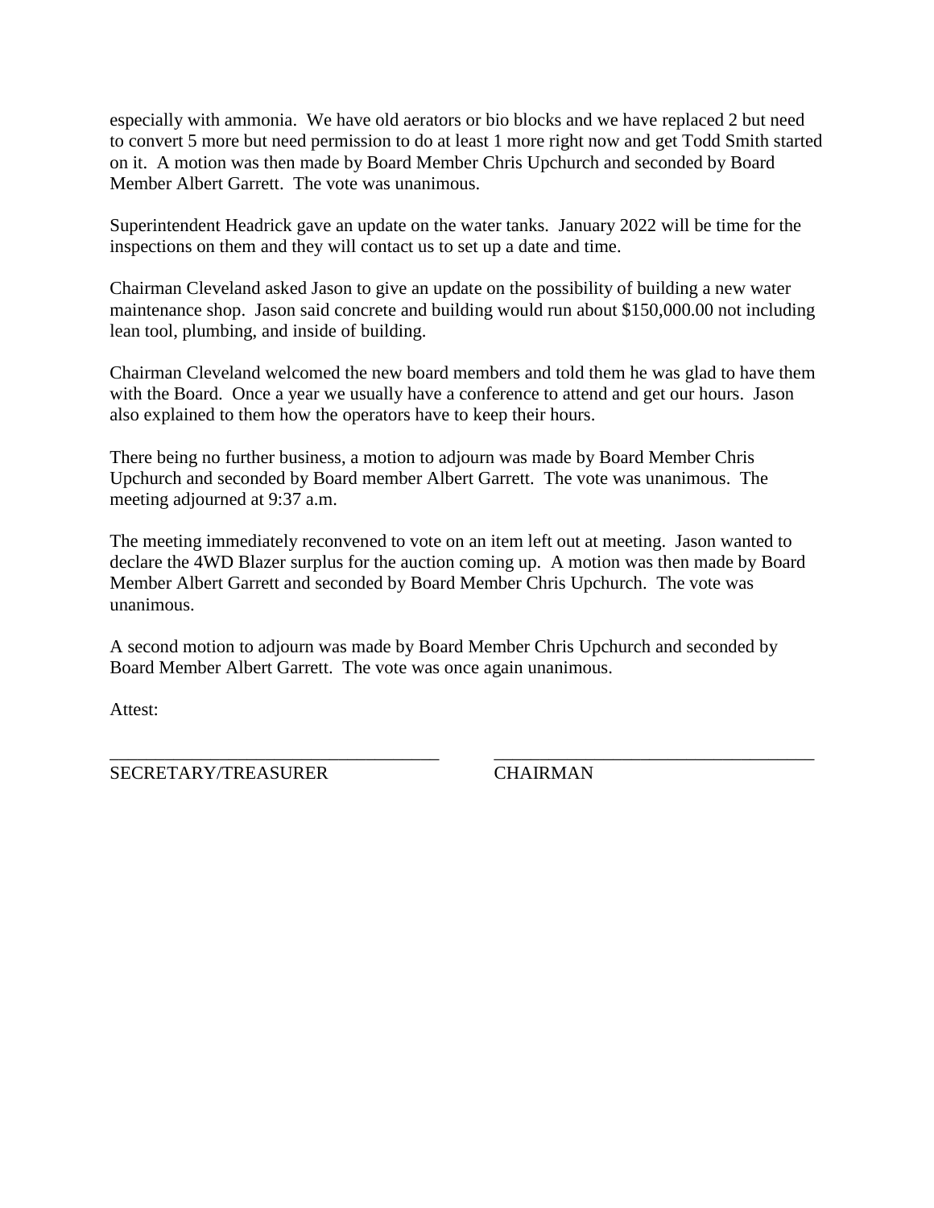especially with ammonia. We have old aerators or bio blocks and we have replaced 2 but need to convert 5 more but need permission to do at least 1 more right now and get Todd Smith started on it. A motion was then made by Board Member Chris Upchurch and seconded by Board Member Albert Garrett. The vote was unanimous.

Superintendent Headrick gave an update on the water tanks. January 2022 will be time for the inspections on them and they will contact us to set up a date and time.

Chairman Cleveland asked Jason to give an update on the possibility of building a new water maintenance shop. Jason said concrete and building would run about $150,000.00 not including lean tool, plumbing, and inside of building.

Chairman Cleveland welcomed the new board members and told them he was glad to have them with the Board. Once a year we usually have a conference to attend and get our hours. Jason also explained to them how the operators have to keep their hours.

There being no further business, a motion to adjourn was made by Board Member Chris Upchurch and seconded by Board member Albert Garrett. The vote was unanimous. The meeting adjourned at 9:37 a.m.

The meeting immediately reconvened to vote on an item left out at meeting. Jason wanted to declare the 4WD Blazer surplus for the auction coming up. A motion was then made by Board Member Albert Garrett and seconded by Board Member Chris Upchurch. The vote was unanimous.

A second motion to adjourn was made by Board Member Chris Upchurch and seconded by Board Member Albert Garrett. The vote was once again unanimous.

Attest:

\_\_\_\_\_\_\_\_\_\_\_\_\_\_\_\_\_\_\_\_\_\_\_\_\_\_\_\_\_\_\_\_\_\_\_\_ \_\_\_\_\_\_\_\_\_\_\_\_\_\_\_\_\_\_\_\_\_\_\_\_\_\_\_\_\_\_\_\_\_\_\_\_

SECRETARY/TREASURER CHAIRMAN